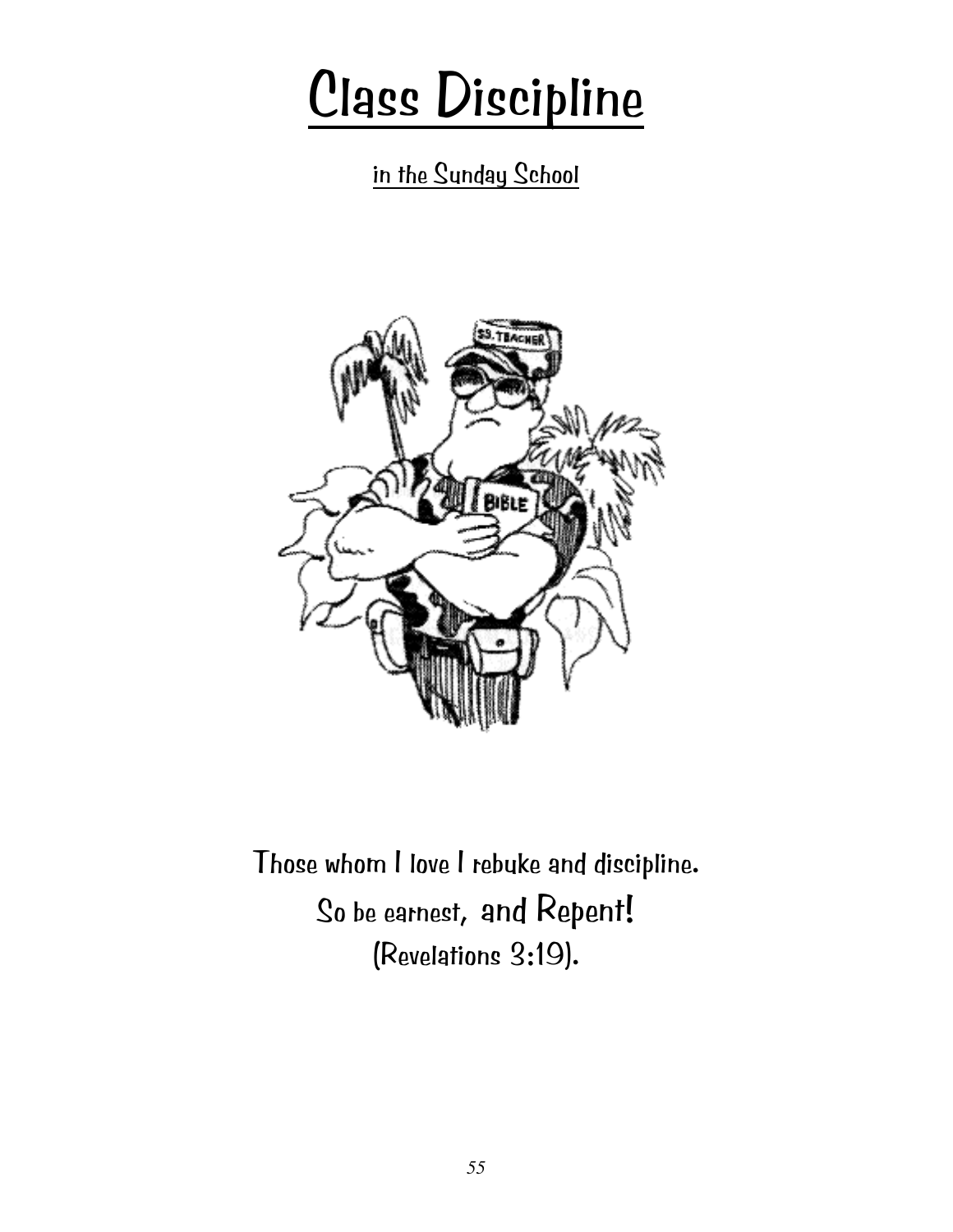# Class Discipline

## in the Sunday School

Those whom I love I rebuke and discipline.
So be earnest, and Repent!
(Revelations 3:19).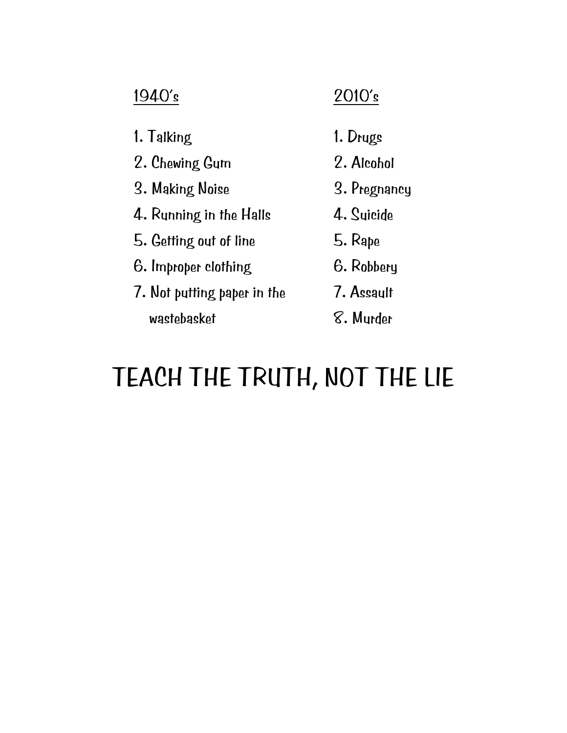| <u>1940's</u> | <u>2010's</u> |
|---|---|
| 1. Talking | 1. Drugs |
| 2. Chewing Gum | 2. Alcohol |
| 3. Making Noise | 3. Pregnancy |
| 4. Running in the Halls | 4. Suicide |
| 5. Getting out of line | 5. Rape |
| 6. Improper clothing | 6. Robbery |
| 7. Not putting paper in the wastebasket | 7. Assault |
| | 8. Murder |

# TEACH THE TRUTH, NOT THE LIE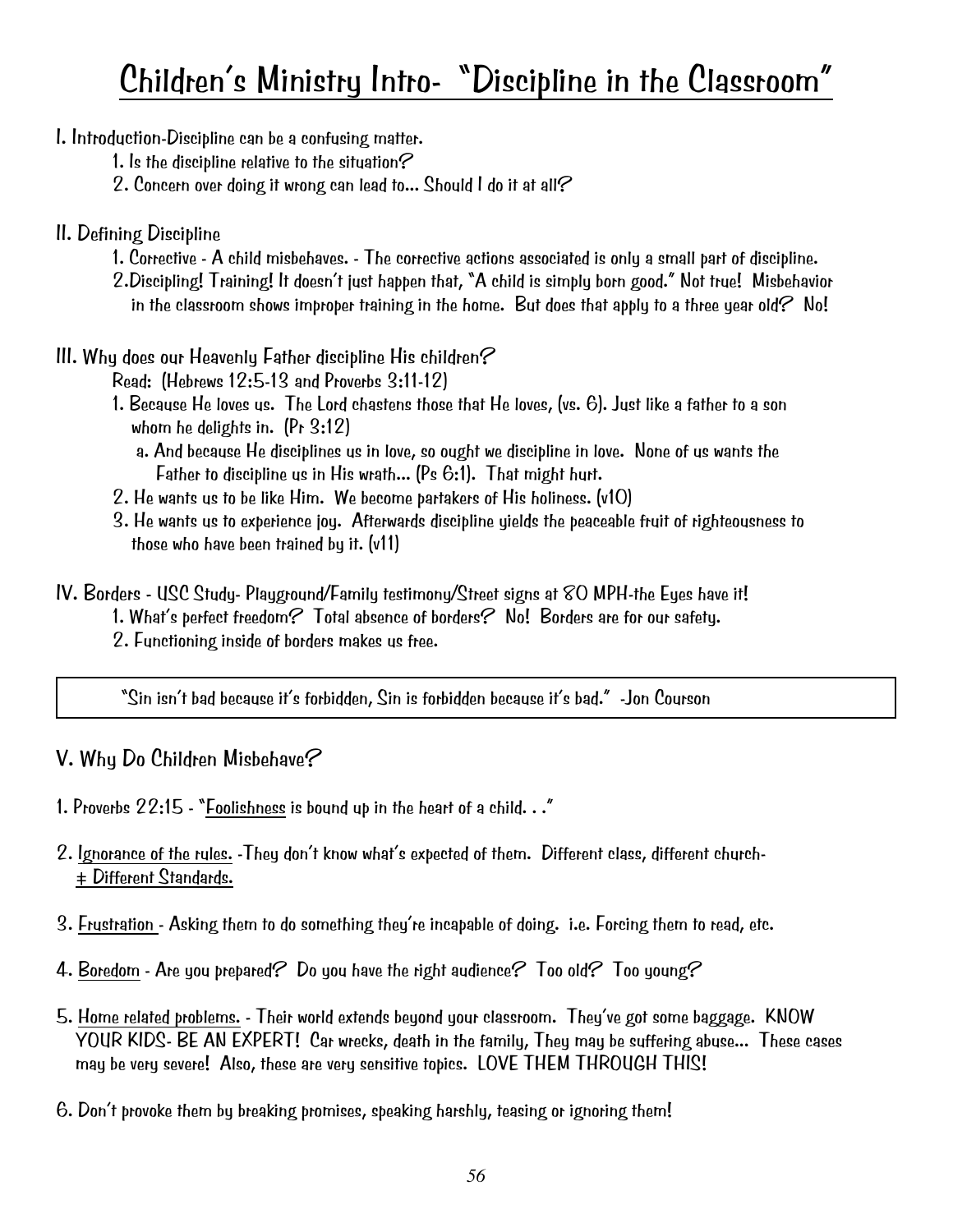# Children's Ministry Intro- "Discipline in the Classroom"

I. Introduction-Discipline can be a confusing matter.

1. Is the discipline relative to the situation?
2. Concern over doing it wrong can lead to... Should I do it at all?

II. Defining Discipline

1. Corrective - A child misbehaves. - The corrective actions associated is only a small part of discipline.
2. Discipling! Training! It doesn't just happen that, "A child is simply born good." Not true! Misbehavior in the classroom shows improper training in the home. But does that apply to a three year old? No!

III. Why does our Heavenly Father discipline His children?

Read: (Hebrews 12:5-13 and Proverbs 3:11-12)

1. Because He loves us. The Lord chastens those that He loves, (vs. 6). Just like a father to a son whom he delights in. (Pr 3:12)
   a. And because He disciplines us in love, so ought we discipline in love. None of us wants the Father to discipline us in His wrath... (Ps 6:1). That might hurt.
2. He wants us to be like Him. We become partakers of His holiness. (v10)
3. He wants us to experience joy. Afterwards discipline yields the peaceable fruit of righteousness to those who have been trained by it. (v11)

IV. Borders - USC Study- Playground/Family testimony/Street signs at 80 MPH-the Eyes have it!

1. What's perfect freedom? Total absence of borders? No! Borders are for our safety.
2. Functioning inside of borders makes us free.

> "Sin isn't bad because it's forbidden, Sin is forbidden because it's bad." -Jon Courson

## V. Why Do Children Misbehave?

1. Proverbs 22:15 - "<u>Foolishness</u> is bound up in the heart of a child. . ."

2. <u>Ignorance of the rules.</u> -They don't know what's expected of them. Different class, different church- ≠ <u>Different Standards.</u>

3. <u>Frustration</u> - Asking them to do something they're incapable of doing. i.e. Forcing them to read, etc.

4. <u>Boredom</u> - Are you prepared? Do you have the right audience? Too old? Too young?

5. <u>Home related problems.</u> - Their world extends beyond your classroom. They've got some baggage. KNOW YOUR KIDS- BE AN EXPERT! Car wrecks, death in the family, They may be suffering abuse... These cases may be very severe! Also, these are very sensitive topics. LOVE THEM THROUGH THIS!

6. Don't provoke them by breaking promises, speaking harshly, teasing or ignoring them!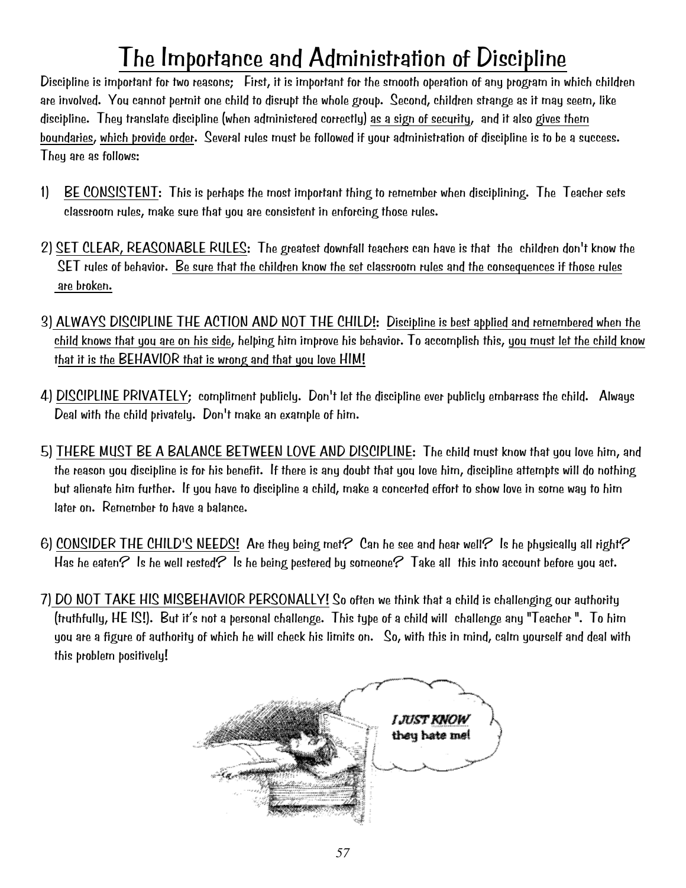# The Importance and Administration of Discipline

Discipline is important for two reasons; First, it is important for the smooth operation of any program in which children are involved. You cannot permit one child to disrupt the whole group. Second, children strange as it may seem, like discipline. They translate discipline (when administered correctly) as a sign of security, and it also gives them boundaries, which provide order. Several rules must be followed if your administration of discipline is to be a success. They are as follows:

1) BE CONSISTENT: This is perhaps the most important thing to remember when disciplining. The Teacher sets classroom rules, make sure that you are consistent in enforcing those rules.

2) SET CLEAR, REASONABLE RULES: The greatest downfall teachers can have is that the children don't know the SET rules of behavior. Be sure that the children know the set classroom rules and the consequences if those rules are broken.

3) ALWAYS DISCIPLINE THE ACTION AND NOT THE CHILD!: Discipline is best applied and remembered when the child knows that you are on his side, helping him improve his behavior. To accomplish this, you must let the child know that it is the BEHAVIOR that is wrong and that you love HIM!

4) DISCIPLINE PRIVATELY; compliment publicly. Don't let the discipline ever publicly embarrass the child. Always Deal with the child privately. Don't make an example of him.

5) THERE MUST BE A BALANCE BETWEEN LOVE AND DISCIPLINE: The child must know that you love him, and the reason you discipline is for his benefit. If there is any doubt that you love him, discipline attempts will do nothing but alienate him further. If you have to discipline a child, make a concerted effort to show love in some way to him later on. Remember to have a balance.

6) CONSIDER THE CHILD'S NEEDS! Are they being met? Can he see and hear well? Is he physically all right? Has he eaten? Is he well rested? Is he being pestered by someone? Take all this into account before you act.

7) DO NOT TAKE HIS MISBEHAVIOR PERSONALLY! So often we think that a child is challenging our authority (truthfully, HE IS!). But it's not a personal challenge. This type of a child will challenge any "Teacher ". To him you are a figure of authority of which he will check his limits on. So, with this in mind, calm yourself and deal with this problem positively!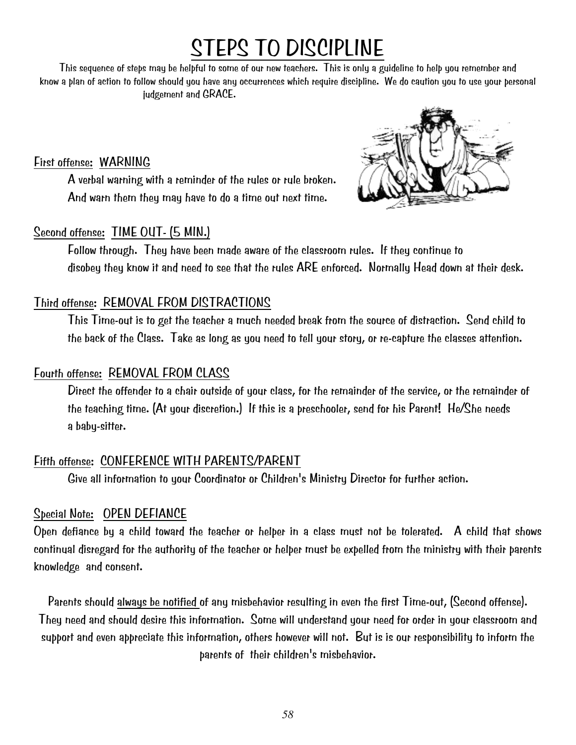# STEPS TO DISCIPLINE

This sequence of steps may be helpful to some of our new teachers. This is only a guideline to help you remember and know a plan of action to follow should you have any occurrences which require discipline. We do caution you to use your personal judgement and GRACE.

First offense: WARNING

A verbal warning with a reminder of the rules or rule broken. And warn them they may have to do a time out next time.

Second offense: TIME OUT- (5 MIN.)

Follow through. They have been made aware of the classroom rules. If they continue to disobey they know it and need to see that the rules ARE enforced. Normally Head down at their desk.

Third offense: REMOVAL FROM DISTRACTIONS

This Time-out is to get the teacher a much needed break from the source of distraction. Send child to the back of the Class. Take as long as you need to tell your story, or re-capture the classes attention.

Fourth offense: REMOVAL FROM CLASS

Direct the offender to a chair outside of your class, for the remainder of the service, or the remainder of the teaching time. (At your discretion.) If this is a preschooler, send for his Parent! He/She needs a baby-sitter.

Fifth offense: CONFERENCE WITH PARENTS/PARENT

Give all information to your Coordinator or Children's Ministry Director for further action.

Special Note: OPEN DEFIANCE

Open defiance by a child toward the teacher or helper in a class must not be tolerated. A child that shows continual disregard for the authority of the teacher or helper must be expelled from the ministry with their parents knowledge and consent.

Parents should always be notified of any misbehavior resulting in even the first Time-out, (Second offense). They need and should desire this information. Some will understand your need for order in your classroom and support and even appreciate this information, others however will not. But is is our responsibility to inform the parents of their children's misbehavior.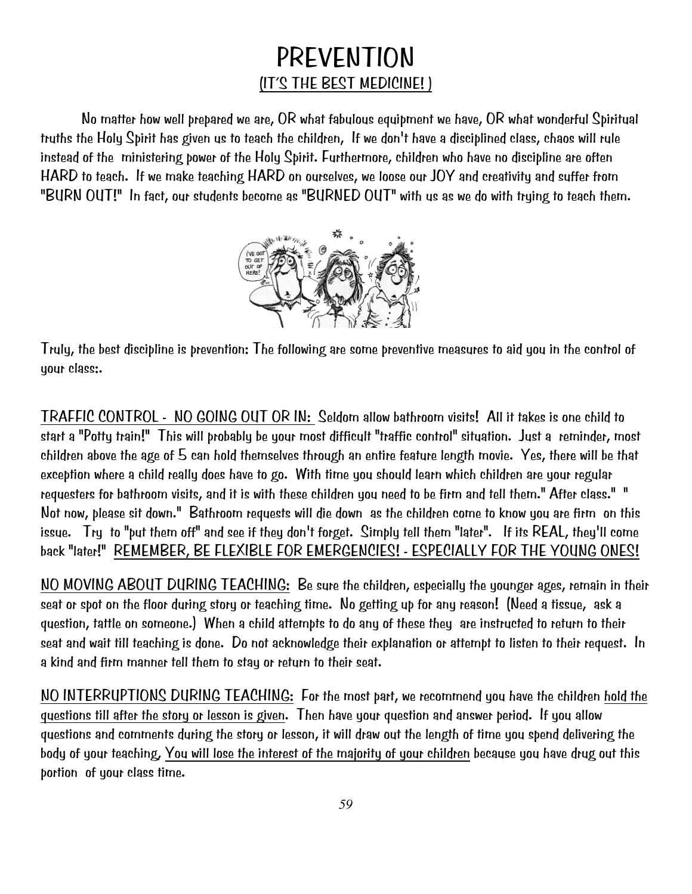# PREVENTION

## (IT'S THE BEST MEDICINE! )

No matter how well prepared we are, OR what fabulous equipment we have, OR what wonderful Spiritual truths the Holy Spirit has given us to teach the children, If we don't have a disciplined class, chaos will rule instead of the ministering power of the Holy Spirit. Furthermore, children who have no discipline are often HARD to teach. If we make teaching HARD on ourselves, we loose our JOY and creativity and suffer from "BURN OUT!" In fact, our students become as "BURNED OUT" with us as we do with trying to teach them.

Truly, the best discipline is prevention: The following are some preventive measures to aid you in the control of your class:.

TRAFFIC CONTROL - NO GOING OUT OR IN: Seldom allow bathroom visits! All it takes is one child to start a "Potty train!" This will probably be your most difficult "traffic control" situation. Just a reminder, most children above the age of 5 can hold themselves through an entire feature length movie. Yes, there will be that exception where a child really does have to go. With time you should learn which children are your regular requesters for bathroom visits, and it is with these children you need to be firm and tell them." After class." " Not now, please sit down." Bathroom requests will die down as the children come to know you are firm on this issue. Try to "put them off" and see if they don't forget. Simply tell them "later". If its REAL, they'll come back "later!" REMEMBER, BE FLEXIBLE FOR EMERGENCIES! - ESPECIALLY FOR THE YOUNG ONES!

NO MOVING ABOUT DURING TEACHING: Be sure the children, especially the younger ages, remain in their seat or spot on the floor during story or teaching time. No getting up for any reason! (Need a tissue, ask a question, tattle on someone.) When a child attempts to do any of these they are instructed to return to their seat and wait till teaching is done. Do not acknowledge their explanation or attempt to listen to their request. In a kind and firm manner tell them to stay or return to their seat.

NO INTERRUPTIONS DURING TEACHING: For the most part, we recommend you have the children hold the questions till after the story or lesson is given. Then have your question and answer period. If you allow questions and comments during the story or lesson, it will draw out the length of time you spend delivering the body of your teaching, You will lose the interest of the majority of your children because you have drug out this portion of your class time.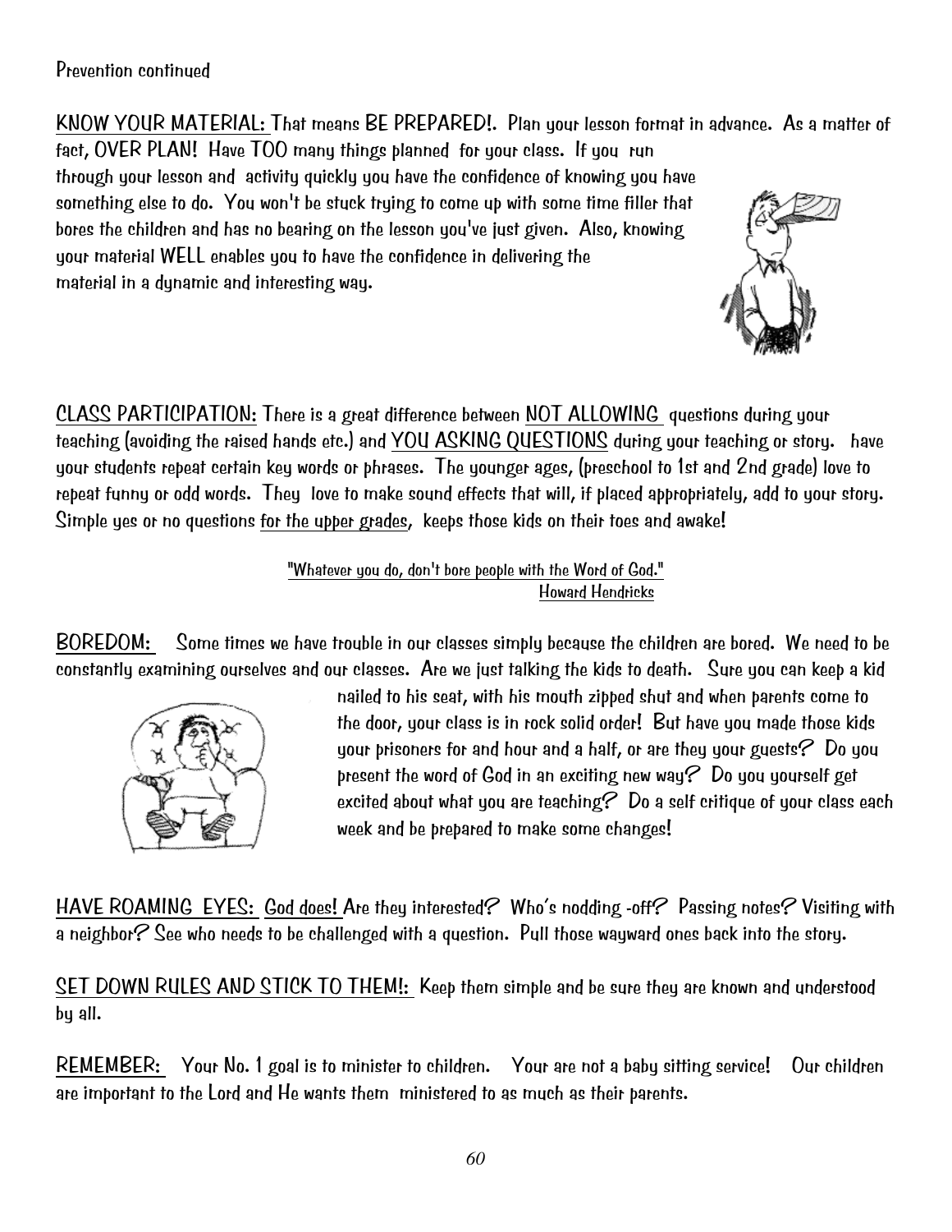Prevention continued

<u>KNOW YOUR MATERIAL:</u> That means BE PREPARED!. Plan your lesson format in advance. As a matter of fact, OVER PLAN! Have TOO many things planned for your class. If you run through your lesson and activity quickly you have the confidence of knowing you have something else to do. You won't be stuck trying to come up with some time filler that bores the children and has no bearing on the lesson you've just given. Also, knowing your material WELL enables you to have the confidence in delivering the material in a dynamic and interesting way.

<u>CLASS PARTICIPATION:</u> There is a great difference between <u>NOT ALLOWING</u> questions during your teaching (avoiding the raised hands etc.) and <u>YOU ASKING QUESTIONS</u> during your teaching or story. have your students repeat certain key words or phrases. The younger ages, (preschool to 1st and 2nd grade) love to repeat funny or odd words. They love to make sound effects that will, if placed appropriately, add to your story. Simple yes or no questions <u>for the upper grades</u>, keeps those kids on their toes and awake!

<u>"Whatever you do, don't bore people with the Word of God."</u>
<u>Howard Hendricks</u>

<u>BOREDOM:</u> Some times we have trouble in our classes simply because the children are bored. We need to be constantly examining ourselves and our classes. Are we just talking the kids to death. Sure you can keep a kid nailed to his seat, with his mouth zipped shut and when parents come to the door, your class is in rock solid order! But have you made those kids your prisoners for and hour and a half, or are they your guests? Do you present the word of God in an exciting new way? Do you yourself get excited about what you are teaching? Do a self critique of your class each week and be prepared to make some changes!

<u>HAVE ROAMING EYES:</u> <u>God does!</u> Are they interested? Who's nodding -off? Passing notes? Visiting with a neighbor? See who needs to be challenged with a question. Pull those wayward ones back into the story.

<u>SET DOWN RULES AND STICK TO THEM!:</u> Keep them simple and be sure they are known and understood by all.

<u>REMEMBER:</u> Your No. 1 goal is to minister to children. Your are not a baby sitting service! Our children are important to the Lord and He wants them ministered to as much as their parents.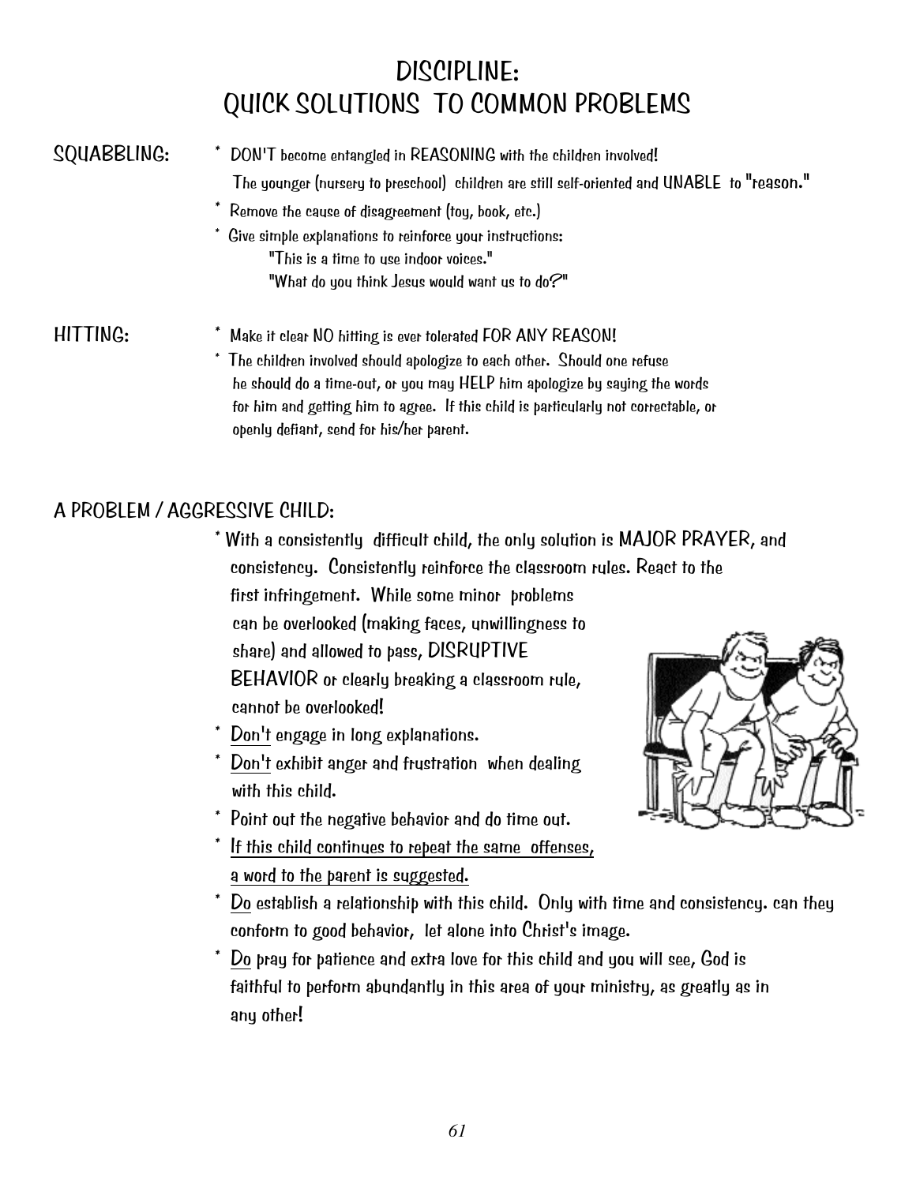# DISCIPLINE: QUICK SOLUTIONS TO COMMON PROBLEMS

**SQUABBLING:**

* DON'T become entangled in REASONING with the children involved! The younger (nursery to preschool) children are still self-oriented and UNABLE to "reason."
* Remove the cause of disagreement (toy, book, etc.)
* Give simple explanations to reinforce your instructions:
  "This is a time to use indoor voices."
  "What do you think Jesus would want us to do?"

**HITTING:**

* Make it clear NO hitting is ever tolerated FOR ANY REASON!
* The children involved should apologize to each other. Should one refuse he should do a time-out, or you may HELP him apologize by saying the words for him and getting him to agree. If this child is particularly not correctable, or openly defiant, send for his/her parent.

**A PROBLEM / AGGRESSIVE CHILD:**

* With a consistently difficult child, the only solution is MAJOR PRAYER, and consistency. Consistently reinforce the classroom rules. React to the first infringement. While some minor problems can be overlooked (making faces, unwillingness to share) and allowed to pass, DISRUPTIVE BEHAVIOR or clearly breaking a classroom rule, cannot be overlooked!
* Don't engage in long explanations.
* Don't exhibit anger and frustration when dealing with this child.
* Point out the negative behavior and do time out.
* If this child continues to repeat the same offenses, a word to the parent is suggested.
* Do establish a relationship with this child. Only with time and consistency. can they conform to good behavior, let alone into Christ's image.
* Do pray for patience and extra love for this child and you will see, God is faithful to perform abundantly in this area of your ministry, as greatly as in any other!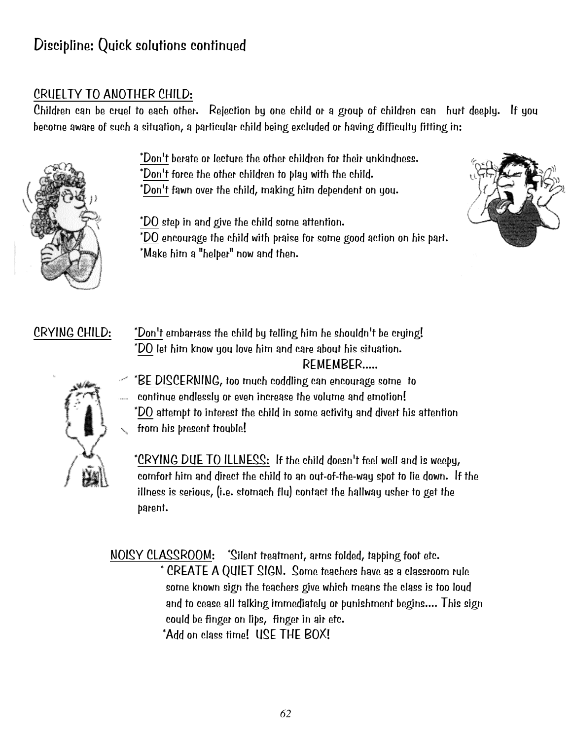# Discipline: Quick solutions continued

## CRUELTY TO ANOTHER CHILD:

Children can be cruel to each other. Rejection by one child or a group of children can hurt deeply. If you become aware of such a situation, a particular child being excluded or having difficulty fitting in:

*Don't berate or lecture the other children for their unkindness.
*Don't force the other children to play with the child.
*Don't fawn over the child, making him dependent on you.

*DO step in and give the child some attention.
*DO encourage the child with praise for some good action on his part.
*Make him a "helper" now and then.

## CRYING CHILD:

*Don't embarrass the child by telling him he shouldn't be crying!
*DO let him know you love him and care about his situation.

REMEMBER.....

*BE DISCERNING, too much coddling can encourage some to continue endlessly or even increase the volume and emotion!
*DO attempt to interest the child in some activity and divert his attention from his present trouble!

*CRYING DUE TO ILLNESS: If the child doesn't feel well and is weepy, comfort him and direct the child to an out-of-the-way spot to lie down. If the illness is serious, (i.e. stomach flu) contact the hallway usher to get the parent.

## NOISY CLASSROOM:

*Silent treatment, arms folded, tapping foot etc.
* CREATE A QUIET SIGN. Some teachers have as a classroom rule some known sign the teachers give which means the class is too loud and to cease all talking immediately or punishment begins.... This sign could be finger on lips, finger in air etc.
*Add on class time! USE THE BOX!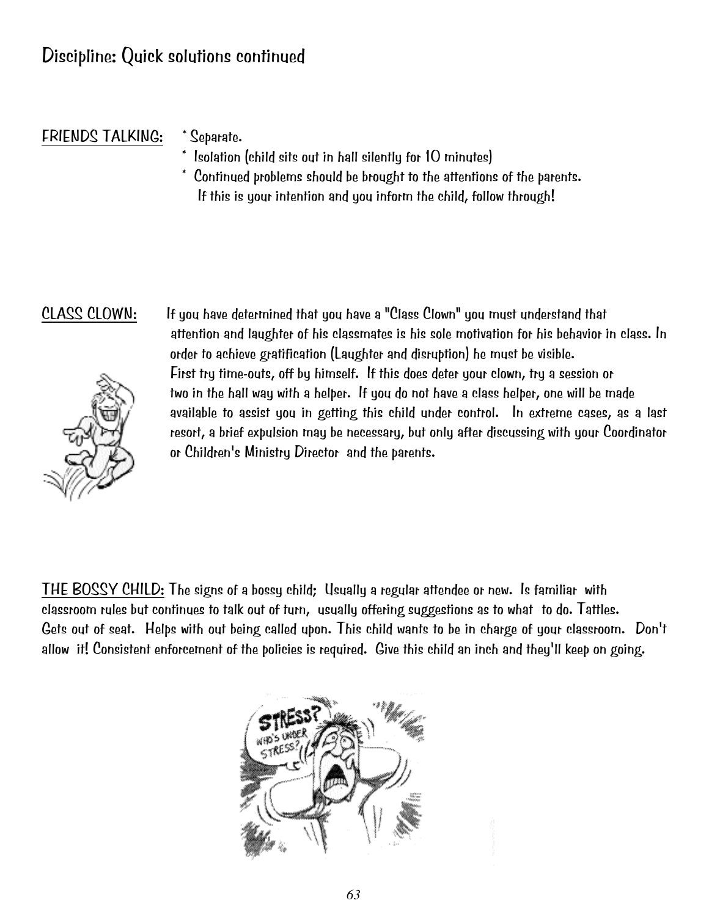# Discipline: Quick solutions continued

<u>FRIENDS TALKING:</u>

* Separate.
* Isolation (child sits out in hall silently for 10 minutes)
* Continued problems should be brought to the attentions of the parents. If this is your intention and you inform the child, follow through!

<u>CLASS CLOWN:</u> If you have determined that you have a "Class Clown" you must understand that attention and laughter of his classmates is his sole motivation for his behavior in class. In order to achieve gratification (Laughter and disruption) he must be visible. First try time-outs, off by himself. If this does deter your clown, try a session or two in the hall way with a helper. If you do not have a class helper, one will be made available to assist you in getting this child under control. In extreme cases, as a last resort, a brief expulsion may be necessary, but only after discussing with your Coordinator or Children's Ministry Director and the parents.

<u>THE BOSSY CHILD:</u> The signs of a bossy child; Usually a regular attendee or new. Is familiar with classroom rules but continues to talk out of turn, usually offering suggestions as to what to do. Tattles. Gets out of seat. Helps with out being called upon. This child wants to be in charge of your classroom. Don't allow it! Consistent enforcement of the policies is required. Give this child an inch and they'll keep on going.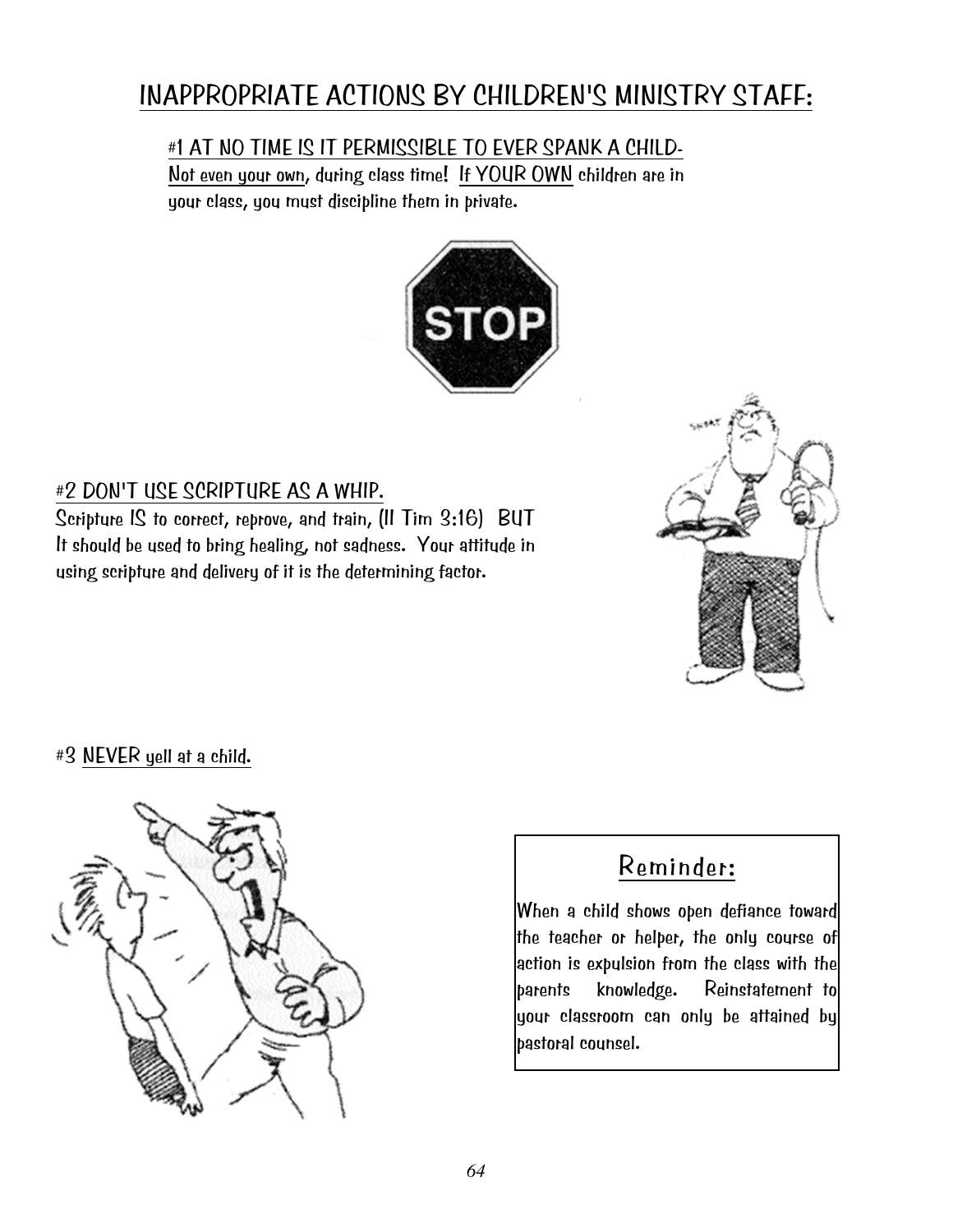# INAPPROPRIATE ACTIONS BY CHILDREN'S MINISTRY STAFF:

## #1 AT NO TIME IS IT PERMISSIBLE TO EVER SPANK A CHILD-

Not even your own, during class time! If YOUR OWN children are in your class, you must discipline them in private.

## #2 DON'T USE SCRIPTURE AS A WHIP.

Scripture IS to correct, reprove, and train, (II Tim 3:16) BUT It should be used to bring healing, not sadness. Your attitude in using scripture and delivery of it is the determining factor.

## #3 NEVER yell at a child.

### Reminder:

When a child shows open defiance toward the teacher or helper, the only course of action is expulsion from the class with the parents knowledge. Reinstatement to your classroom can only be attained by pastoral counsel.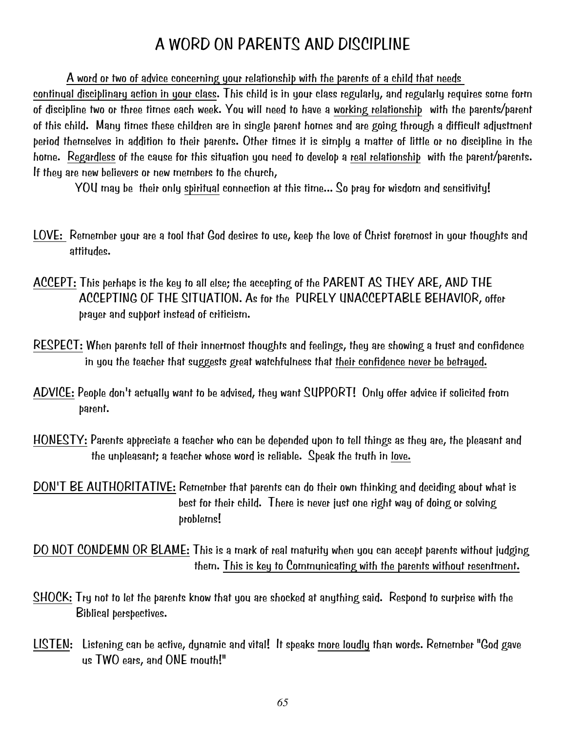# A WORD ON PARENTS AND DISCIPLINE

<u>A word or two of advice concerning your relationship with the parents of a child that needs continual disciplinary action in your class</u>. This child is in your class regularly, and regularly requires some form of discipline two or three times each week. You will need to have a <u>working relationship</u> with the parents/parent of this child. Many times these children are in single parent homes and are going through a difficult adjustment period themselves in addition to their parents. Other times it is simply a matter of little or no discipline in the home. <u>Regardless</u> of the cause for this situation you need to develop a <u>real relationship</u> with the parent/parents. If they are new believers or new members to the church,

YOU may be their only <u>spiritual</u> connection at this time... So pray for wisdom and sensitivity!

<u>LOVE:</u> Remember your are a tool that God desires to use, keep the love of Christ foremost in your thoughts and attitudes.

<u>ACCEPT:</u> This perhaps is the key to all else; the accepting of the PARENT AS THEY ARE, AND THE ACCEPTING OF THE SITUATION. As for the PURELY UNACCEPTABLE BEHAVIOR, offer prayer and support instead of criticism.

<u>RESPECT:</u> When parents tell of their innermost thoughts and feelings, they are showing a trust and confidence in you the teacher that suggests great watchfulness that <u>their confidence never be betrayed.</u>

<u>ADVICE:</u> People don't actually want to be advised, they want SUPPORT! Only offer advice if solicited from parent.

<u>HONESTY:</u> Parents appreciate a teacher who can be depended upon to tell things as they are, the pleasant and the unpleasant; a teacher whose word is reliable. Speak the truth in <u>love.</u>

<u>DON'T BE AUTHORITATIVE:</u> Remember that parents can do their own thinking and deciding about what is best for their child. There is never just one right way of doing or solving problems!

<u>DO NOT CONDEMN OR BLAME:</u> This is a mark of real maturity when you can accept parents without judging them. <u>This is key to Communicating with the parents without resentment.</u>

<u>SHOCK:</u> Try not to let the parents know that you are shocked at anything said. Respond to surprise with the Biblical perspectives.

<u>LISTEN:</u> Listening can be active, dynamic and vital! It speaks <u>more loudly</u> than words. Remember "God gave us TWO ears, and ONE mouth!"